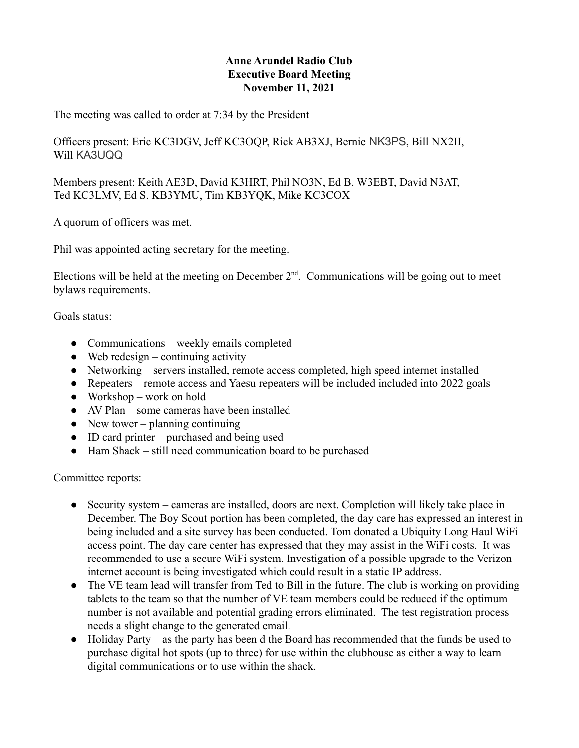**Anne Arundel Radio Club**
**Executive Board Meeting**
**November 11, 2021**

The meeting was called to order at 7:34 by the President

Officers present: Eric KC3DGV, Jeff KC3OQP, Rick AB3XJ, Bernie NK3PS, Bill NX2II, Will KA3UQQ

Members present: Keith AE3D, David K3HRT, Phil NO3N, Ed B. W3EBT, David N3AT, Ted KC3LMV, Ed S. KB3YMU, Tim KB3YQK, Mike KC3COX

A quorum of officers was met.

Phil was appointed acting secretary for the meeting.

Elections will be held at the meeting on December 2nd. Communications will be going out to meet bylaws requirements.

Goals status:

- Communications – weekly emails completed
- Web redesign – continuing activity
- Networking – servers installed, remote access completed, high speed internet installed
- Repeaters – remote access and Yaesu repeaters will be included included into 2022 goals
- Workshop – work on hold
- AV Plan – some cameras have been installed
- New tower – planning continuing
- ID card printer – purchased and being used
- Ham Shack – still need communication board to be purchased

Committee reports:

- Security system – cameras are installed, doors are next. Completion will likely take place in December. The Boy Scout portion has been completed, the day care has expressed an interest in being included and a site survey has been conducted. Tom donated a Ubiquity Long Haul WiFi access point. The day care center has expressed that they may assist in the WiFi costs. It was recommended to use a secure WiFi system. Investigation of a possible upgrade to the Verizon internet account is being investigated which could result in a static IP address.
- The VE team lead will transfer from Ted to Bill in the future. The club is working on providing tablets to the team so that the number of VE team members could be reduced if the optimum number is not available and potential grading errors eliminated. The test registration process needs a slight change to the generated email.
- Holiday Party – as the party has been d the Board has recommended that the funds be used to purchase digital hot spots (up to three) for use within the clubhouse as either a way to learn digital communications or to use within the shack.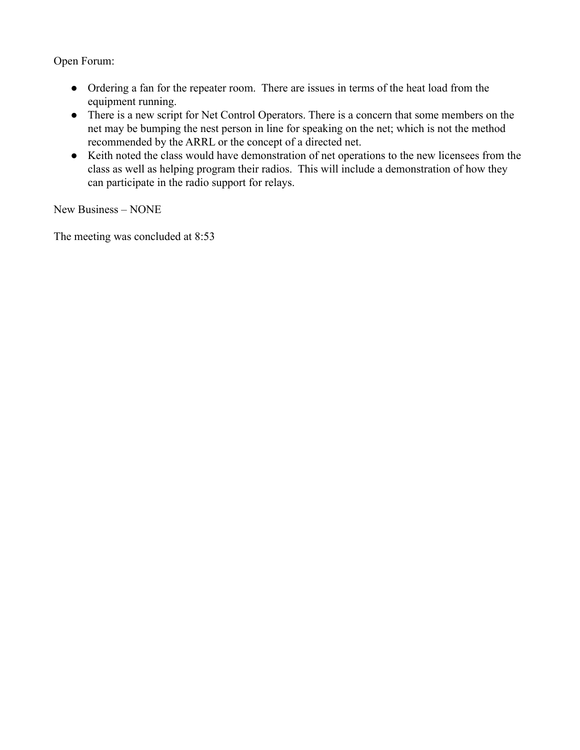Open Forum:

- Ordering a fan for the repeater room. There are issues in terms of the heat load from the equipment running.
- There is a new script for Net Control Operators. There is a concern that some members on the net may be bumping the nest person in line for speaking on the net; which is not the method recommended by the ARRL or the concept of a directed net.
- Keith noted the class would have demonstration of net operations to the new licensees from the class as well as helping program their radios. This will include a demonstration of how they can participate in the radio support for relays.

New Business – NONE

The meeting was concluded at 8:53